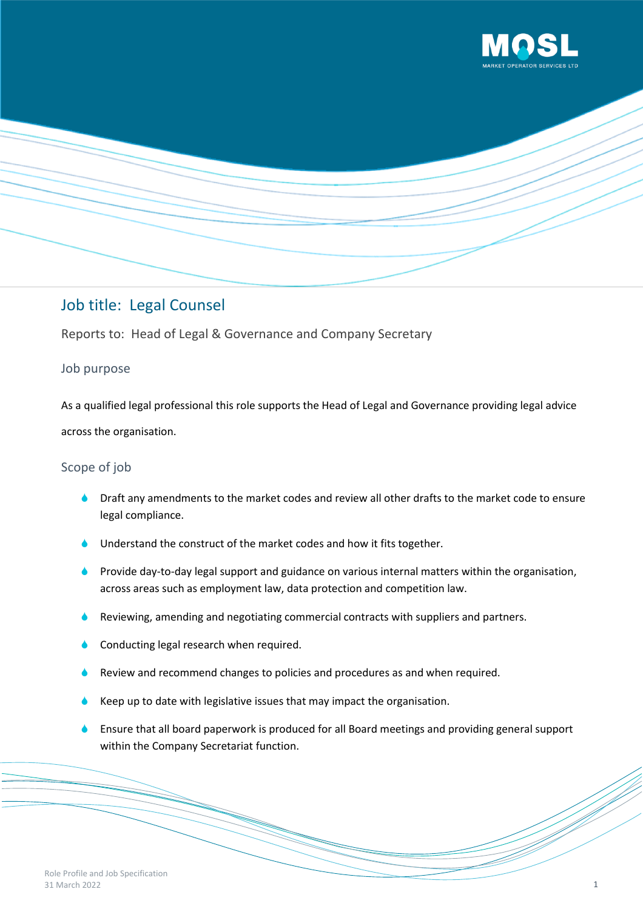# Job title: Legal Counsel

Reports to: Head of Legal & Governance and Company Secretary

## Job purpose

As a qualified legal professional this role supports the Head of Legal and Governance providing legal advice across the organisation.

## Scope of job

- Draft any amendments to the market codes and review all other drafts to the market code to ensure legal compliance.
- Understand the construct of the market codes and how it fits together.
- Provide day-to-day legal support and guidance on various internal matters within the organisation, across areas such as employment law, data protection and competition law.
- Reviewing, amending and negotiating commercial contracts with suppliers and partners.
- Conducting legal research when required.
- Review and recommend changes to policies and procedures as and when required.
- Keep up to date with legislative issues that may impact the organisation.
- Ensure that all board paperwork is produced for all Board meetings and providing general support within the Company Secretariat function.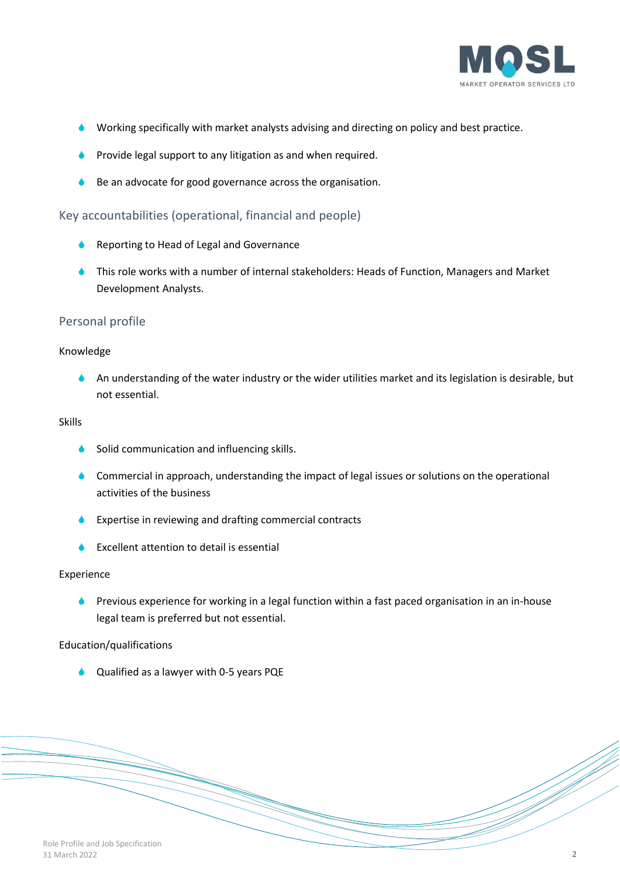- Working specifically with market analysts advising and directing on policy and best practice.
- Provide legal support to any litigation as and when required.
- Be an advocate for good governance across the organisation.

## Key accountabilities (operational, financial and people)

- Reporting to Head of Legal and Governance
- This role works with a number of internal stakeholders: Heads of Function, Managers and Market Development Analysts.

## Personal profile

### Knowledge

- An understanding of the water industry or the wider utilities market and its legislation is desirable, but not essential.

### Skills

- Solid communication and influencing skills.
- Commercial in approach, understanding the impact of legal issues or solutions on the operational activities of the business
- Expertise in reviewing and drafting commercial contracts
- Excellent attention to detail is essential

### Experience

- Previous experience for working in a legal function within a fast paced organisation in an in-house legal team is preferred but not essential.

### Education/qualifications

- Qualified as a lawyer with 0-5 years PQE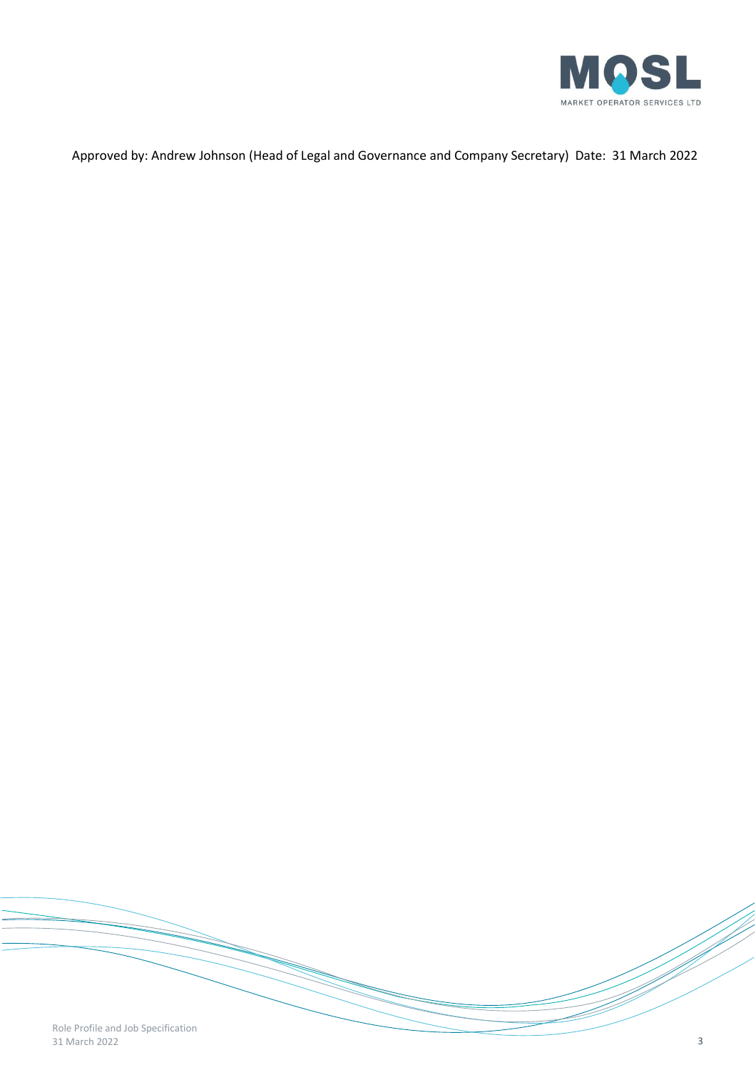Approved by: Andrew Johnson (Head of Legal and Governance and Company Secretary) Date: 31 March 2022